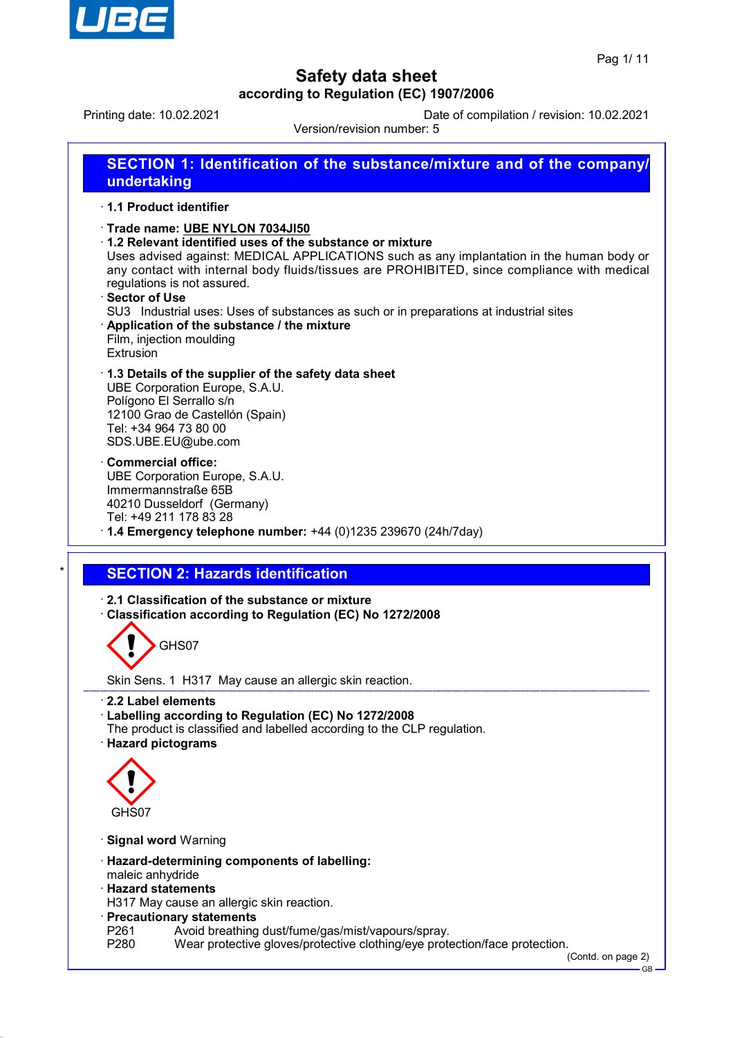# Safety data sheet

**according to Regulation (EC) 1907/2006**

Printing date: 10.02.2021 Date of compilation / revision: 10.02.2021

Version/revision number: 5

## SECTION 1: Identification of the substance/mixture and of the company/ undertaking

· **1.1 Product identifier**

· **Trade name: UBE NYLON 7034JI50**

· **1.2 Relevant identified uses of the substance or mixture**

Uses advised against: MEDICAL APPLICATIONS such as any implantation in the human body or any contact with internal body fluids/tissues are PROHIBITED, since compliance with medical regulations is not assured.

· **Sector of Use**

SU3 Industrial uses: Uses of substances as such or in preparations at industrial sites

· **Application of the substance / the mixture**

Film, injection moulding
Extrusion

· **1.3 Details of the supplier of the safety data sheet**

UBE Corporation Europe, S.A.U.
Polígono El Serrallo s/n
12100 Grao de Castellón (Spain)
Tel: +34 964 73 80 00
SDS.UBE.EU@ube.com

· **Commercial office:**

UBE Corporation Europe, S.A.U.
Immermannstraße 65B
40210 Dusseldorf (Germany)
Tel: +49 211 178 83 28

· **1.4 Emergency telephone number:** +44 (0)1235 239670 (24h/7day)

## SECTION 2: Hazards identification

· **2.1 Classification of the substance or mixture**

· **Classification according to Regulation (EC) No 1272/2008**

GHS07

Skin Sens. 1 H317 May cause an allergic skin reaction.

· **2.2 Label elements**

· **Labelling according to Regulation (EC) No 1272/2008**

The product is classified and labelled according to the CLP regulation.

· **Hazard pictograms**

GHS07

· **Signal word** Warning

· **Hazard-determining components of labelling:**

maleic anhydride

· **Hazard statements**

H317 May cause an allergic skin reaction.

· **Precautionary statements**

P261 Avoid breathing dust/fume/gas/mist/vapours/spray.
P280 Wear protective gloves/protective clothing/eye protection/face protection.

(Contd. on page 2)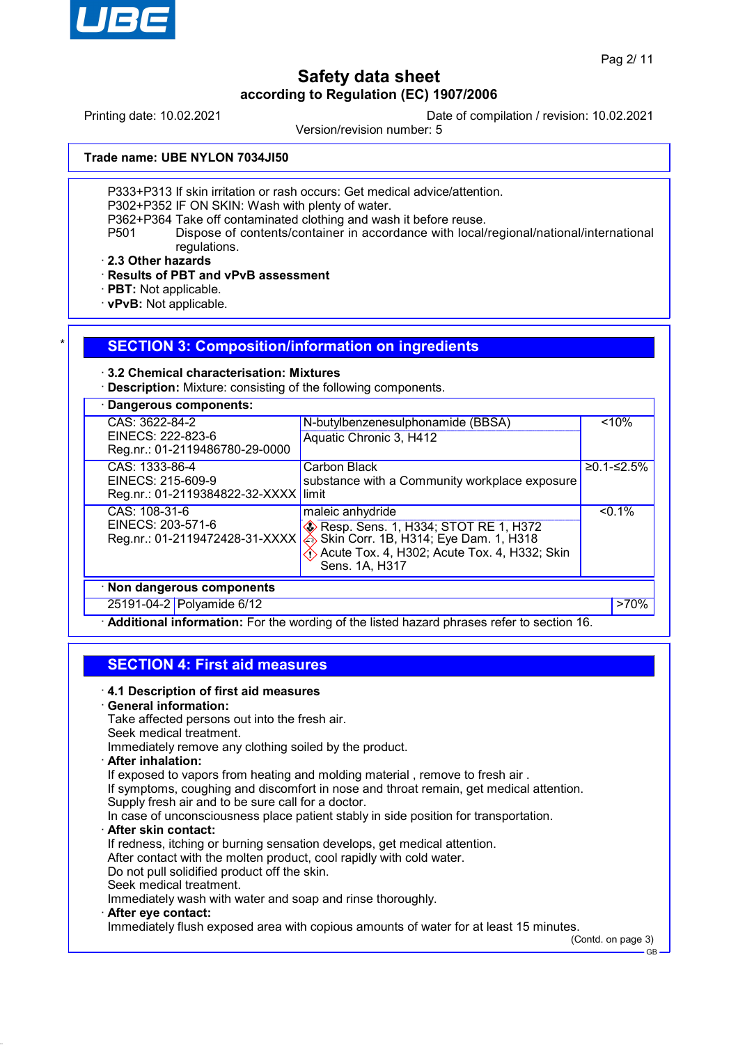**Trade name: UBE NYLON 7034JI50**

P333+P313 If skin irritation or rash occurs: Get medical advice/attention.
P302+P352 IF ON SKIN: Wash with plenty of water.
P362+P364 Take off contaminated clothing and wash it before reuse.
P501 Dispose of contents/container in accordance with local/regional/national/international regulations.

· **2.3 Other hazards**
· **Results of PBT and vPvB assessment**
· **PBT:** Not applicable.
· **vPvB:** Not applicable.

## SECTION 3: Composition/information on ingredients

· **3.2 Chemical characterisation: Mixtures**
· **Description:** Mixture: consisting of the following components.

· **Dangerous components:**

| Identifiers | Name / Classification | Concentration |
|---|---|---|
| CAS: 3622-84-2<br>EINECS: 222-823-6<br>Reg.nr.: 01-2119486780-29-0000 | N-butylbenzenesulphonamide (BBSA)<br>Aquatic Chronic 3, H412 | <10% |
| CAS: 1333-86-4<br>EINECS: 215-609-9<br>Reg.nr.: 01-2119384822-32-XXXX | Carbon Black<br>substance with a Community workplace exposure limit | ≥0.1-≤2.5% |
| CAS: 108-31-6<br>EINECS: 203-571-6<br>Reg.nr.: 01-2119472428-31-XXXX | maleic anhydride<br>Resp. Sens. 1, H334; STOT RE 1, H372<br>Skin Corr. 1B, H314; Eye Dam. 1, H318<br>Acute Tox. 4, H302; Acute Tox. 4, H332; Skin Sens. 1A, H317 | <0.1% |

· **Non dangerous components**

| CAS | Name | Concentration |
|---|---|---|
| 25191-04-2 | Polyamide 6/12 | >70% |

· **Additional information:** For the wording of the listed hazard phrases refer to section 16.

## SECTION 4: First aid measures

· **4.1 Description of first aid measures**
· **General information:**
Take affected persons out into the fresh air.
Seek medical treatment.
Immediately remove any clothing soiled by the product.
· **After inhalation:**
If exposed to vapors from heating and molding material , remove to fresh air .
If symptoms, coughing and discomfort in nose and throat remain, get medical attention.
Supply fresh air and to be sure call for a doctor.
In case of unconsciousness place patient stably in side position for transportation.
· **After skin contact:**
If redness, itching or burning sensation develops, get medical attention.
After contact with the molten product, cool rapidly with cold water.
Do not pull solidified product off the skin.
Seek medical treatment.
Immediately wash with water and soap and rinse thoroughly.
· **After eye contact:**
Immediately flush exposed area with copious amounts of water for at least 15 minutes.

(Contd. on page 3)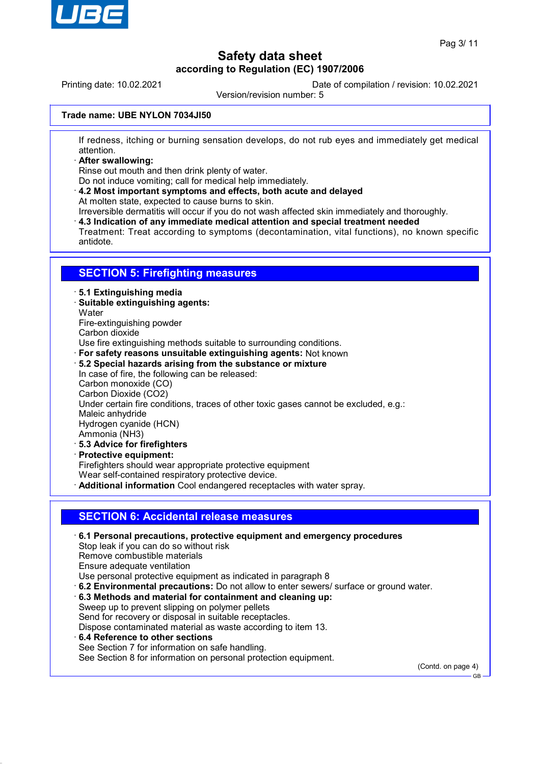**Trade name: UBE NYLON 7034JI50**

If redness, itching or burning sensation develops, do not rub eyes and immediately get medical attention.

· **After swallowing:**
Rinse out mouth and then drink plenty of water.
Do not induce vomiting; call for medical help immediately.

· **4.2 Most important symptoms and effects, both acute and delayed**
At molten state, expected to cause burns to skin.
Irreversible dermatitis will occur if you do not wash affected skin immediately and thoroughly.

· **4.3 Indication of any immediate medical attention and special treatment needed**
Treatment: Treat according to symptoms (decontamination, vital functions), no known specific antidote.

## SECTION 5: Firefighting measures

· **5.1 Extinguishing media**
· **Suitable extinguishing agents:**
Water
Fire-extinguishing powder
Carbon dioxide
Use fire extinguishing methods suitable to surrounding conditions.
· **For safety reasons unsuitable extinguishing agents:** Not known
· **5.2 Special hazards arising from the substance or mixture**
In case of fire, the following can be released:
Carbon monoxide (CO)
Carbon Dioxide ($CO_2$)
Under certain fire conditions, traces of other toxic gases cannot be excluded, e.g.:
Maleic anhydride
Hydrogen cyanide (HCN)
Ammonia ($NH_3$)
· **5.3 Advice for firefighters**
· **Protective equipment:**
Firefighters should wear appropriate protective equipment
Wear self-contained respiratory protective device.
· **Additional information** Cool endangered receptacles with water spray.

## SECTION 6: Accidental release measures

· **6.1 Personal precautions, protective equipment and emergency procedures**
Stop leak if you can do so without risk
Remove combustible materials
Ensure adequate ventilation
Use personal protective equipment as indicated in paragraph 8
· **6.2 Environmental precautions:** Do not allow to enter sewers/ surface or ground water.
· **6.3 Methods and material for containment and cleaning up:**
Sweep up to prevent slipping on polymer pellets
Send for recovery or disposal in suitable receptacles.
Dispose contaminated material as waste according to item 13.
· **6.4 Reference to other sections**
See Section 7 for information on safe handling.
See Section 8 for information on personal protection equipment.

(Contd. on page 4)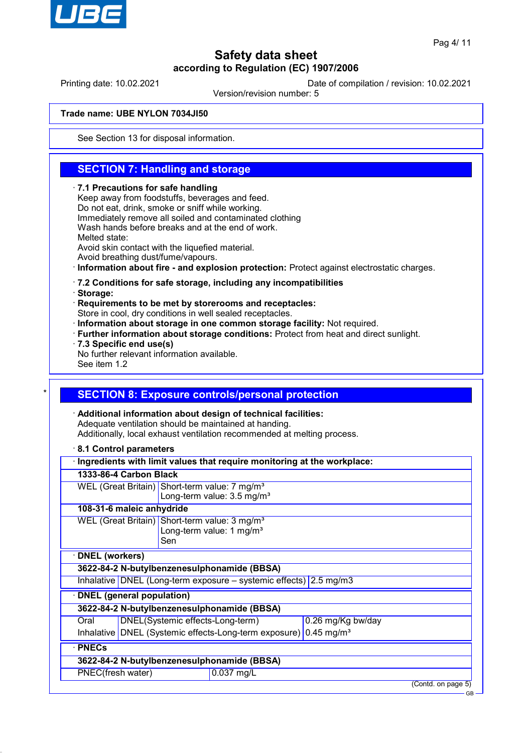**Trade name: UBE NYLON 7034JI50**

See Section 13 for disposal information.

## SECTION 7: Handling and storage

· **7.1 Precautions for safe handling**
Keep away from foodstuffs, beverages and feed.
Do not eat, drink, smoke or sniff while working.
Immediately remove all soiled and contaminated clothing
Wash hands before breaks and at the end of work.
Melted state:
Avoid skin contact with the liquefied material.
Avoid breathing dust/fume/vapours.
· **Information about fire - and explosion protection:** Protect against electrostatic charges.

· **7.2 Conditions for safe storage, including any incompatibilities**
· **Storage:**
· **Requirements to be met by storerooms and receptacles:**
Store in cool, dry conditions in well sealed receptacles.
· **Information about storage in one common storage facility:** Not required.
· **Further information about storage conditions:** Protect from heat and direct sunlight.
· **7.3 Specific end use(s)**
No further relevant information available.
See item 1.2

\*

## SECTION 8: Exposure controls/personal protection

· **Additional information about design of technical facilities:**
Adequate ventilation should be maintained at handing.
Additionally, local exhaust ventilation recommended at melting process.

· **8.1 Control parameters**

| · Ingredients with limit values that require monitoring at the workplace: | |
|---|---|
| **1333-86-4 Carbon Black** | |
| WEL (Great Britain) | Short-term value: 7 mg/m³<br>Long-term value: 3.5 mg/m³ |
| **108-31-6 maleic anhydride** | |
| WEL (Great Britain) | Short-term value: 3 mg/m³<br>Long-term value: 1 mg/m³<br>Sen |

| · DNEL (workers) | | |
|---|---|---|
| **3622-84-2 N-butylbenzenesulphonamide (BBSA)** | | |
| Inhalative | DNEL (Long-term exposure – systemic effects) | 2.5 mg/m3 |

| · DNEL (general population) | | |
|---|---|---|
| **3622-84-2 N-butylbenzenesulphonamide (BBSA)** | | |
| Oral | DNEL(Systemic effects-Long-term) | 0.26 mg/Kg bw/day |
| Inhalative | DNEL (Systemic effects-Long-term exposure) | 0.45 mg/m³ |

| · PNECs | |
|---|---|
| **3622-84-2 N-butylbenzenesulphonamide (BBSA)** | |
| PNEC(fresh water) | 0.037 mg/L |

(Contd. on page 5)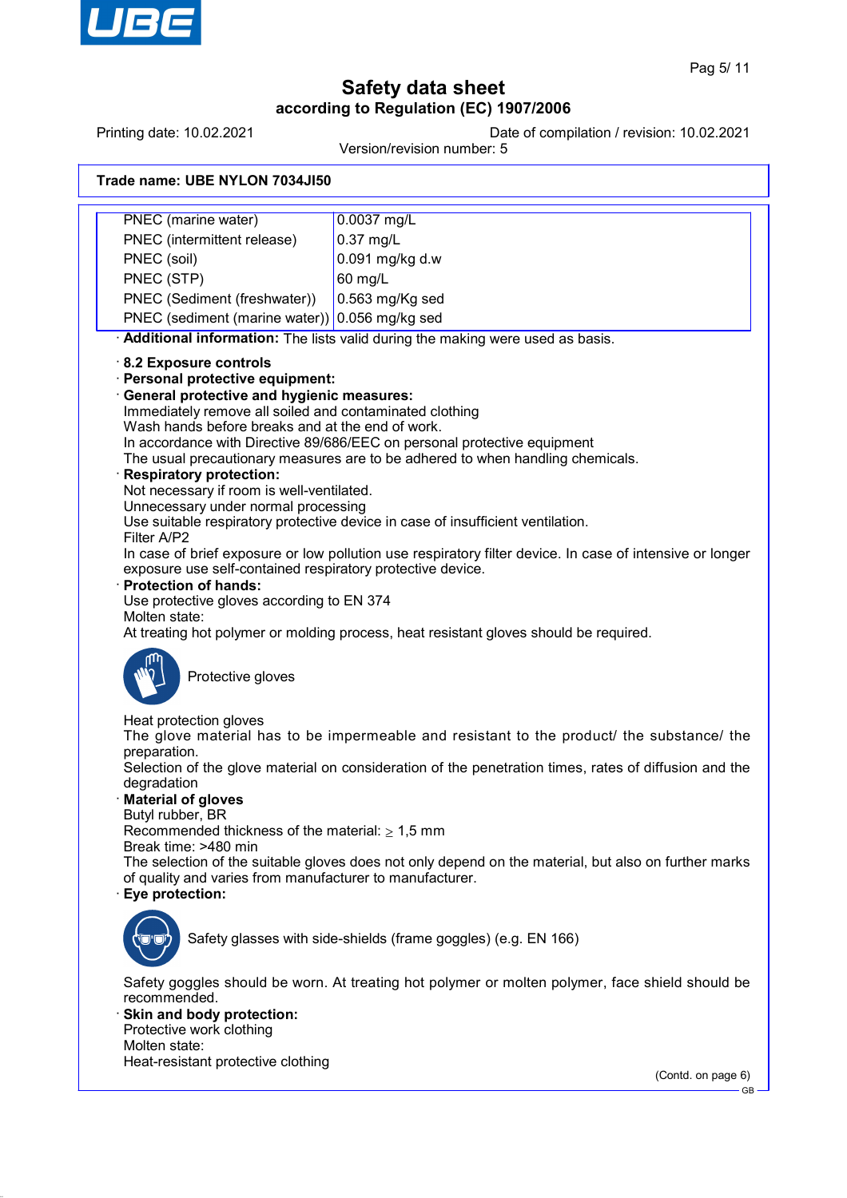**Trade name: UBE NYLON 7034JI50**

| | |
|---|---|
| PNEC (marine water) | 0.0037 mg/L |
| PNEC (intermittent release) | 0.37 mg/L |
| PNEC (soil) | 0.091 mg/kg d.w |
| PNEC (STP) | 60 mg/L |
| PNEC (Sediment (freshwater)) | 0.563 mg/Kg sed |
| PNEC (sediment (marine water)) | 0.056 mg/kg sed |

· **Additional information:** The lists valid during the making were used as basis.

· **8.2 Exposure controls**

· **Personal protective equipment:**

· **General protective and hygienic measures:**
Immediately remove all soiled and contaminated clothing
Wash hands before breaks and at the end of work.
In accordance with Directive 89/686/EEC on personal protective equipment
The usual precautionary measures are to be adhered to when handling chemicals.

· **Respiratory protection:**
Not necessary if room is well-ventilated.
Unnecessary under normal processing
Use suitable respiratory protective device in case of insufficient ventilation.
Filter A/P2
In case of brief exposure or low pollution use respiratory filter device. In case of intensive or longer exposure use self-contained respiratory protective device.

· **Protection of hands:**
Use protective gloves according to EN 374
Molten state:
At treating hot polymer or molding process, heat resistant gloves should be required.

Protective gloves

Heat protection gloves
The glove material has to be impermeable and resistant to the product/ the substance/ the preparation.
Selection of the glove material on consideration of the penetration times, rates of diffusion and the degradation

· **Material of gloves**
Butyl rubber, BR
Recommended thickness of the material: $\geq$ 1,5 mm
Break time: >480 min
The selection of the suitable gloves does not only depend on the material, but also on further marks of quality and varies from manufacturer to manufacturer.

· **Eye protection:**

Safety glasses with side-shields (frame goggles) (e.g. EN 166)

Safety goggles should be worn. At treating hot polymer or molten polymer, face shield should be recommended.

· **Skin and body protection:**
Protective work clothing
Molten state:
Heat-resistant protective clothing

(Contd. on page 6)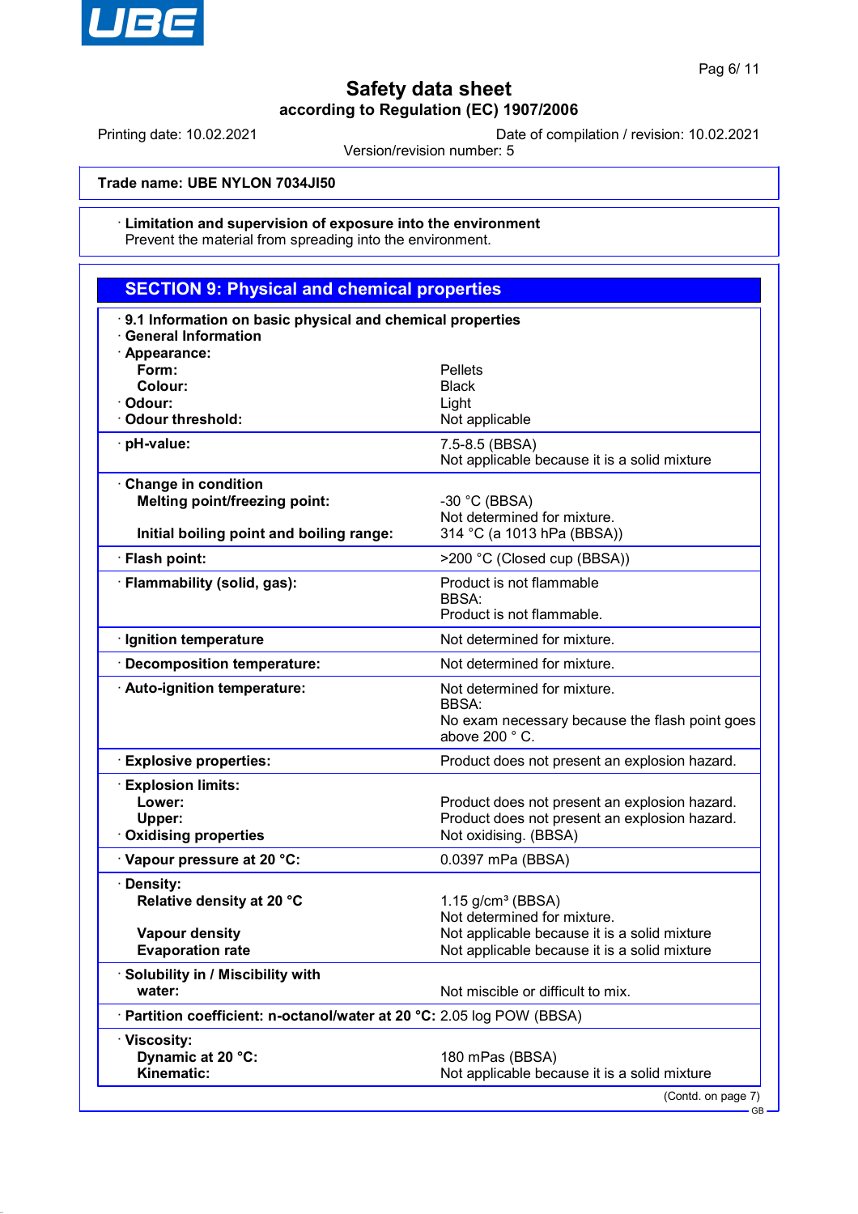**Trade name: UBE NYLON 7034JI50**

· **Limitation and supervision of exposure into the environment**
Prevent the material from spreading into the environment.

## SECTION 9: Physical and chemical properties

· **9.1 Information on basic physical and chemical properties**
· **General Information**

| | |
|---|---|
| · **Appearance:** | |
| **Form:** | Pellets |
| **Colour:** | Black |
| · **Odour:** | Light |
| · **Odour threshold:** | Not applicable |
| · **pH-value:** | 7.5-8.5 (BBSA)<br>Not applicable because it is a solid mixture |
| · **Change in condition** | |
| **Melting point/freezing point:** | -30 °C (BBSA)<br>Not determined for mixture. |
| **Initial boiling point and boiling range:** | 314 °C (a 1013 hPa (BBSA)) |
| · **Flash point:** | >200 °C (Closed cup (BBSA)) |
| · **Flammability (solid, gas):** | Product is not flammable<br>BBSA:<br>Product is not flammable. |
| · **Ignition temperature** | Not determined for mixture. |
| · **Decomposition temperature:** | Not determined for mixture. |
| · **Auto-ignition temperature:** | Not determined for mixture.<br>BBSA:<br>No exam necessary because the flash point goes above 200 ° C. |
| · **Explosive properties:** | Product does not present an explosion hazard. |
| · **Explosion limits:** | |
| **Lower:** | Product does not present an explosion hazard. |
| **Upper:** | Product does not present an explosion hazard. |
| · **Oxidising properties** | Not oxidising. (BBSA) |
| · **Vapour pressure at 20 °C:** | 0.0397 mPa (BBSA) |
| · **Density:** | |
| **Relative density at 20 °C** | 1.15 g/cm³ (BBSA)<br>Not determined for mixture. |
| **Vapour density** | Not applicable because it is a solid mixture |
| **Evaporation rate** | Not applicable because it is a solid mixture |
| · **Solubility in / Miscibility with** | |
| **water:** | Not miscible or difficult to mix. |
| · **Partition coefficient: n-octanol/water at 20 °C:** | 2.05 log POW (BBSA) |
| · **Viscosity:** | |
| **Dynamic at 20 °C:** | 180 mPas (BBSA) |
| **Kinematic:** | Not applicable because it is a solid mixture |

(Contd. on page 7)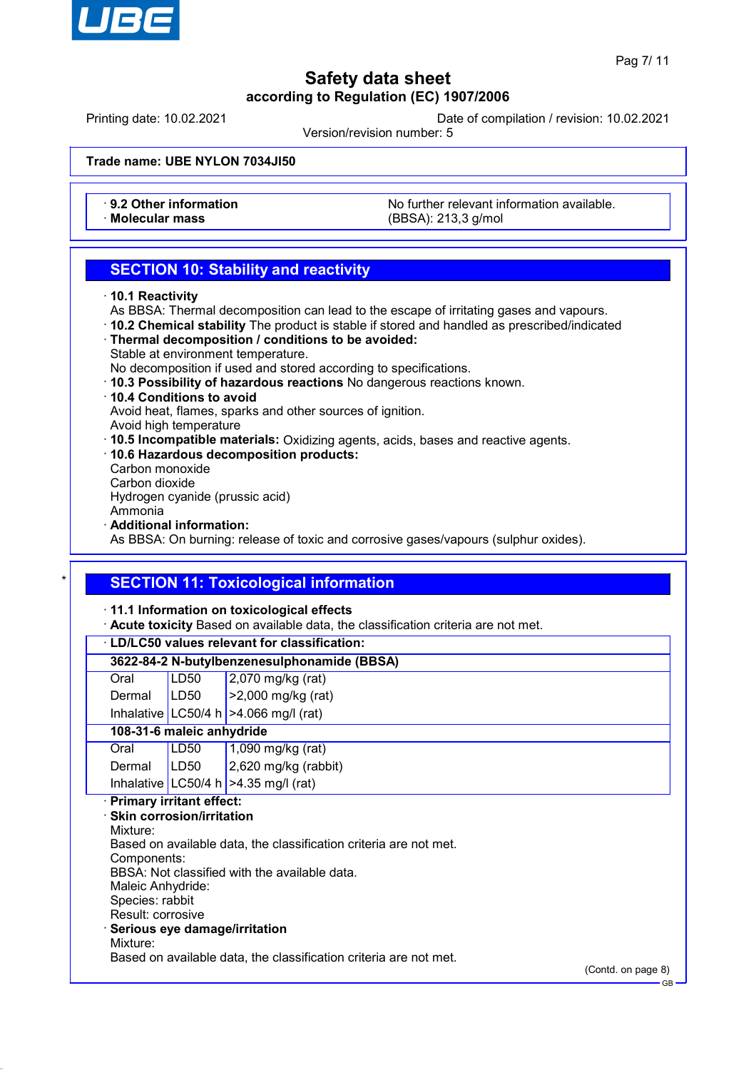**Trade name: UBE NYLON 7034JI50**

| | |
|---|---|
| · **9.2 Other information** | No further relevant information available. |
| · **Molecular mass** | (BBSA): 213,3 g/mol |

## SECTION 10: Stability and reactivity

· **10.1 Reactivity**
As BBSA: Thermal decomposition can lead to the escape of irritating gases and vapours.
· **10.2 Chemical stability** The product is stable if stored and handled as prescribed/indicated
· **Thermal decomposition / conditions to be avoided:**
Stable at environment temperature.
No decomposition if used and stored according to specifications.
· **10.3 Possibility of hazardous reactions** No dangerous reactions known.
· **10.4 Conditions to avoid**
Avoid heat, flames, sparks and other sources of ignition.
Avoid high temperature
· **10.5 Incompatible materials:** Oxidizing agents, acids, bases and reactive agents.
· **10.6 Hazardous decomposition products:**
Carbon monoxide
Carbon dioxide
Hydrogen cyanide (prussic acid)
Ammonia
· **Additional information:**
As BBSA: On burning: release of toxic and corrosive gases/vapours (sulphur oxides).

\*

## SECTION 11: Toxicological information

· **11.1 Information on toxicological effects**
· **Acute toxicity** Based on available data, the classification criteria are not met.

| · **LD/LC50 values relevant for classification:** | | |
|---|---|---|
| **3622-84-2 N-butylbenzenesulphonamide (BBSA)** | | |
| Oral | LD50 | 2,070 mg/kg (rat) |
| Dermal | LD50 | >2,000 mg/kg (rat) |
| Inhalative | LC50/4 h | >4.066 mg/l (rat) |
| **108-31-6 maleic anhydride** | | |
| Oral | LD50 | 1,090 mg/kg (rat) |
| Dermal | LD50 | 2,620 mg/kg (rabbit) |
| Inhalative | LC50/4 h | >4.35 mg/l (rat) |

· **Primary irritant effect:**
· **Skin corrosion/irritation**
Mixture:
Based on available data, the classification criteria are not met.
Components:
BBSA: Not classified with the available data.
Maleic Anhydride:
Species: rabbit
Result: corrosive
· **Serious eye damage/irritation**
Mixture:
Based on available data, the classification criteria are not met.

(Contd. on page 8)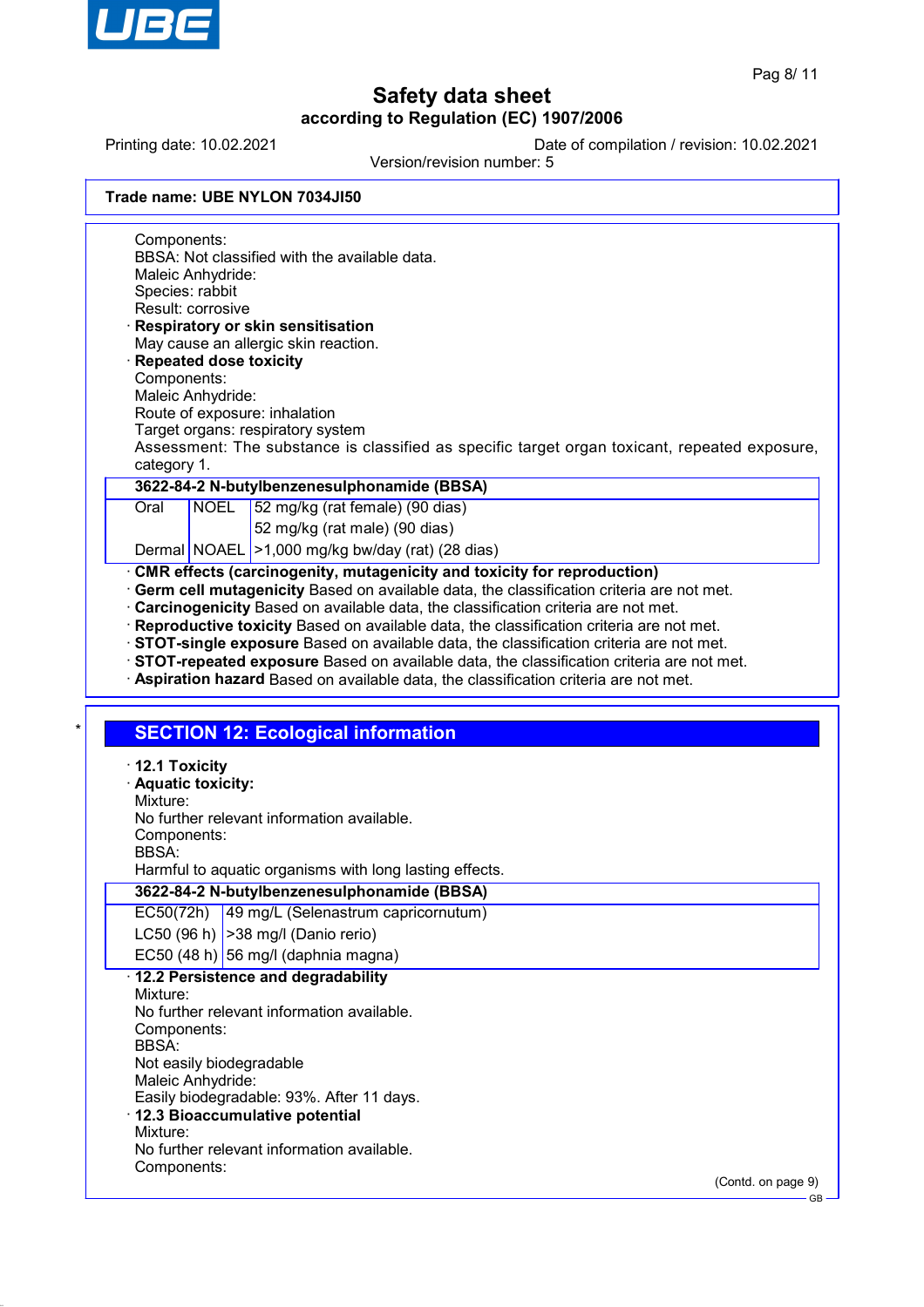Trade name: UBE NYLON 7034JI50

Components:
BBSA: Not classified with the available data.
Maleic Anhydride:
Species: rabbit
Result: corrosive

· **Respiratory or skin sensitisation**
May cause an allergic skin reaction.

· **Repeated dose toxicity**
Components:
Maleic Anhydride:
Route of exposure: inhalation
Target organs: respiratory system
Assessment: The substance is classified as specific target organ toxicant, repeated exposure, category 1.

| 3622-84-2 N-butylbenzenesulphonamide (BBSA) | | |
|---|---|---|
| Oral | NOEL | 52 mg/kg (rat female) (90 dias) |
| | | 52 mg/kg (rat male) (90 dias) |
| Dermal | NOAEL | >1,000 mg/kg bw/day (rat) (28 dias) |

· **CMR effects (carcinogenity, mutagenicity and toxicity for reproduction)**
· **Germ cell mutagenicity** Based on available data, the classification criteria are not met.
· **Carcinogenicity** Based on available data, the classification criteria are not met.
· **Reproductive toxicity** Based on available data, the classification criteria are not met.
· **STOT-single exposure** Based on available data, the classification criteria are not met.
· **STOT-repeated exposure** Based on available data, the classification criteria are not met.
· **Aspiration hazard** Based on available data, the classification criteria are not met.

\*

## SECTION 12: Ecological information

· **12.1 Toxicity**
· **Aquatic toxicity:**
Mixture:
No further relevant information available.
Components:
BBSA:
Harmful to aquatic organisms with long lasting effects.

| 3622-84-2 N-butylbenzenesulphonamide (BBSA) | |
|---|---|
| EC50(72h) | 49 mg/L (Selenastrum capricornutum) |
| LC50 (96 h) | >38 mg/l (Danio rerio) |
| EC50 (48 h) | 56 mg/l (daphnia magna) |

· **12.2 Persistence and degradability**
Mixture:
No further relevant information available.
Components:
BBSA:
Not easily biodegradable
Maleic Anhydride:
Easily biodegradable: 93%. After 11 days.

· **12.3 Bioaccumulative potential**
Mixture:
No further relevant information available.
Components:

(Contd. on page 9)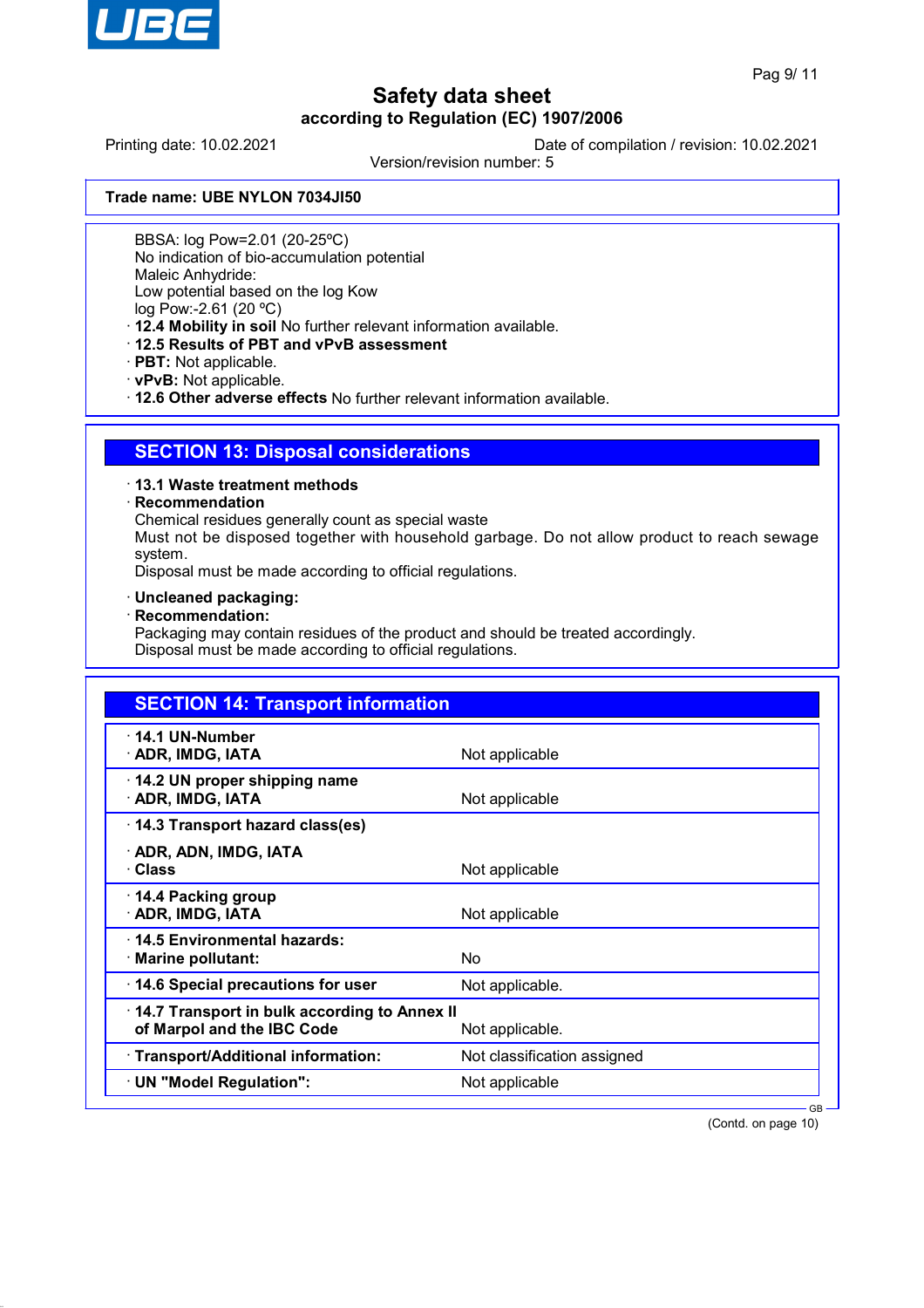Trade name: UBE NYLON 7034JI50

BBSA: log Pow=2.01 (20-25ºC)
No indication of bio-accumulation potential
Maleic Anhydride:
Low potential based on the log Kow
log Pow:-2.61 (20 ºC)

- **12.4 Mobility in soil** No further relevant information available.
- **12.5 Results of PBT and vPvB assessment**
- **PBT:** Not applicable.
- **vPvB:** Not applicable.
- **12.6 Other adverse effects** No further relevant information available.

## SECTION 13: Disposal considerations

- **13.1 Waste treatment methods**
- **Recommendation**

Chemical residues generally count as special waste
Must not be disposed together with household garbage. Do not allow product to reach sewage system.
Disposal must be made according to official regulations.

- **Uncleaned packaging:**
- **Recommendation:**

Packaging may contain residues of the product and should be treated accordingly.
Disposal must be made according to official regulations.

## SECTION 14: Transport information

| | |
|---|---|
| **14.1 UN-Number** | |
| **ADR, IMDG, IATA** | Not applicable |
| **14.2 UN proper shipping name** | |
| **ADR, IMDG, IATA** | Not applicable |
| **14.3 Transport hazard class(es)** | |
| **ADR, ADN, IMDG, IATA** | |
| **Class** | Not applicable |
| **14.4 Packing group** | |
| **ADR, IMDG, IATA** | Not applicable |
| **14.5 Environmental hazards:** | |
| **Marine pollutant:** | No |
| **14.6 Special precautions for user** | Not applicable. |
| **14.7 Transport in bulk according to Annex II of Marpol and the IBC Code** | Not applicable. |
| **Transport/Additional information:** | Not classification assigned |
| **UN "Model Regulation":** | Not applicable |

(Contd. on page 10)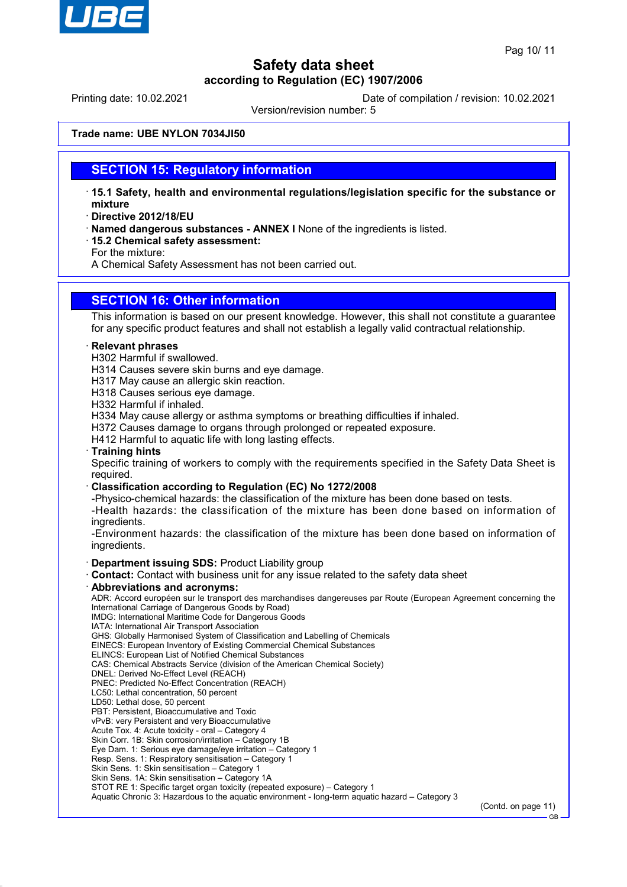Safety data sheet
according to Regulation (EC) 1907/2006

Printing date: 10.02.2021 | Date of compilation / revision: 10.02.2021
Version/revision number: 5

**Trade name: UBE NYLON 7034JI50**

## SECTION 15: Regulatory information

- **15.1 Safety, health and environmental regulations/legislation specific for the substance or mixture**
- **Directive 2012/18/EU**
- **Named dangerous substances - ANNEX I** None of the ingredients is listed.
- **15.2 Chemical safety assessment:**
  For the mixture:
  A Chemical Safety Assessment has not been carried out.

## SECTION 16: Other information

This information is based on our present knowledge. However, this shall not constitute a guarantee for any specific product features and shall not establish a legally valid contractual relationship.

- **Relevant phrases**
  H302 Harmful if swallowed.
  H314 Causes severe skin burns and eye damage.
  H317 May cause an allergic skin reaction.
  H318 Causes serious eye damage.
  H332 Harmful if inhaled.
  H334 May cause allergy or asthma symptoms or breathing difficulties if inhaled.
  H372 Causes damage to organs through prolonged or repeated exposure.
  H412 Harmful to aquatic life with long lasting effects.
- **Training hints**
  Specific training of workers to comply with the requirements specified in the Safety Data Sheet is required.
- **Classification according to Regulation (EC) No 1272/2008**
  -Physico-chemical hazards: the classification of the mixture has been done based on tests.
  -Health hazards: the classification of the mixture has been done based on information of ingredients.
  -Environment hazards: the classification of the mixture has been done based on information of ingredients.
- **Department issuing SDS:** Product Liability group
- **Contact:** Contact with business unit for any issue related to the safety data sheet
- **Abbreviations and acronyms:**
  ADR: Accord européen sur le transport des marchandises dangereuses par Route (European Agreement concerning the International Carriage of Dangerous Goods by Road)
  IMDG: International Maritime Code for Dangerous Goods
  IATA: International Air Transport Association
  GHS: Globally Harmonised System of Classification and Labelling of Chemicals
  EINECS: European Inventory of Existing Commercial Chemical Substances
  ELINCS: European List of Notified Chemical Substances
  CAS: Chemical Abstracts Service (division of the American Chemical Society)
  DNEL: Derived No-Effect Level (REACH)
  PNEC: Predicted No-Effect Concentration (REACH)
  LC50: Lethal concentration, 50 percent
  LD50: Lethal dose, 50 percent
  PBT: Persistent, Bioaccumulative and Toxic
  vPvB: very Persistent and very Bioaccumulative
  Acute Tox. 4: Acute toxicity - oral – Category 4
  Skin Corr. 1B: Skin corrosion/irritation – Category 1B
  Eye Dam. 1: Serious eye damage/eye irritation – Category 1
  Resp. Sens. 1: Respiratory sensitisation – Category 1
  Skin Sens. 1: Skin sensitisation – Category 1
  Skin Sens. 1A: Skin sensitisation – Category 1A
  STOT RE 1: Specific target organ toxicity (repeated exposure) – Category 1
  Aquatic Chronic 3: Hazardous to the aquatic environment - long-term aquatic hazard – Category 3

(Contd. on page 11)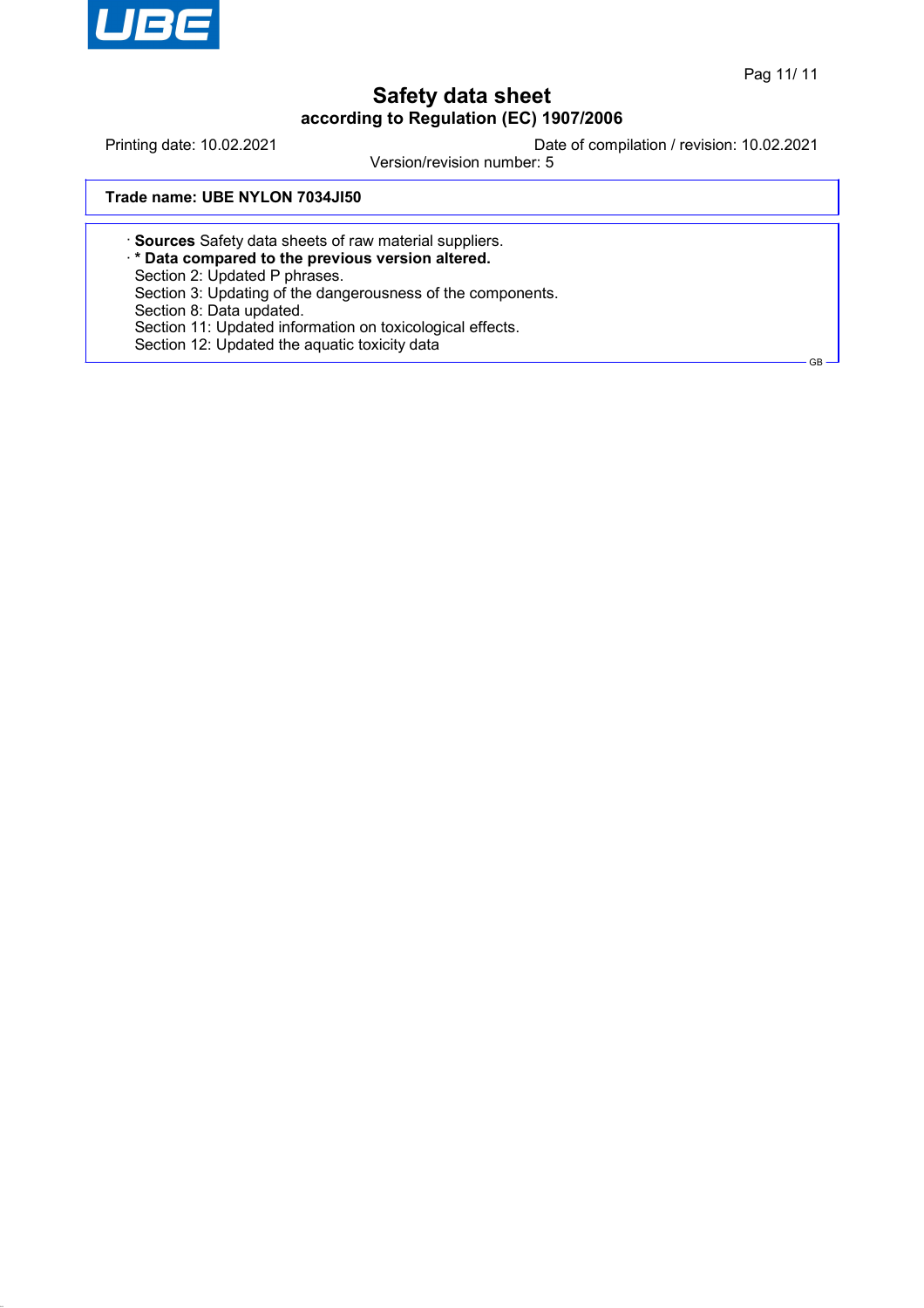**Trade name: UBE NYLON 7034JI50**

· **Sources** Safety data sheets of raw material suppliers.
· *** Data compared to the previous version altered.**
Section 2: Updated P phrases.
Section 3: Updating of the dangerousness of the components.
Section 8: Data updated.
Section 11: Updated information on toxicological effects.
Section 12: Updated the aquatic toxicity data